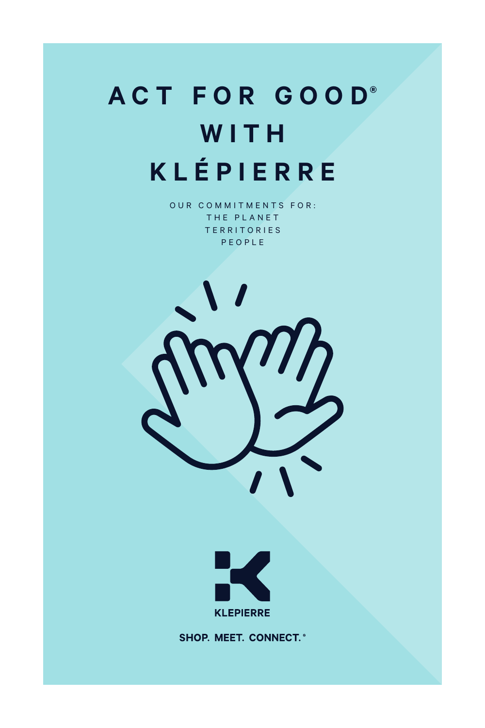# ACT FOR GOOD® WITH KLÉPIERRE

OUR COMMITMENTS FOR:
THE PLANET
TERRITORIES
PEOPLE

KLEPIERRE

SHOP. MEET. CONNECT.®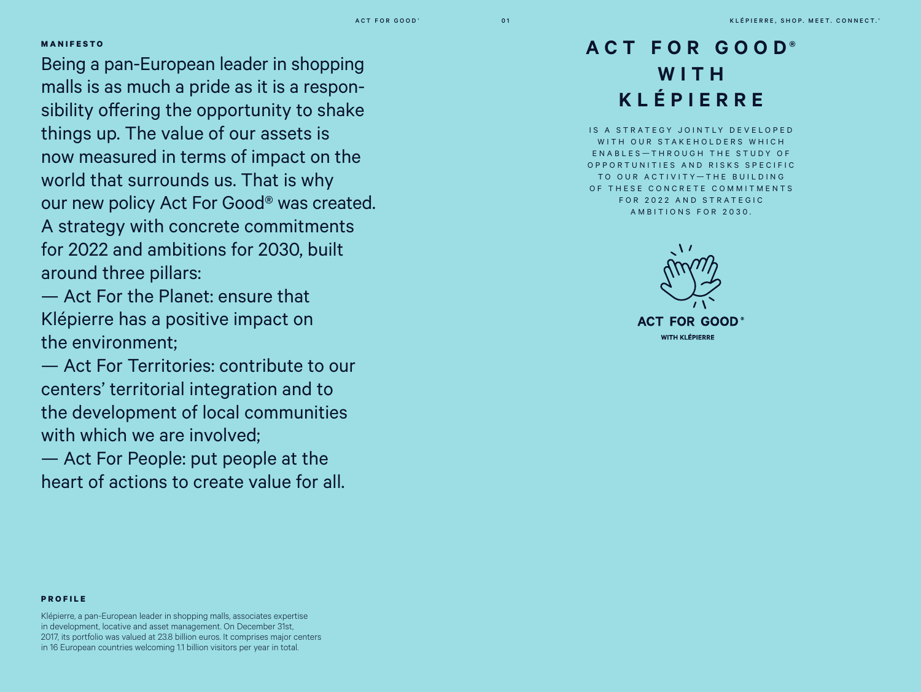## MANIFESTO

Being a pan-European leader in shopping malls is as much a pride as it is a responsibility offering the opportunity to shake things up. The value of our assets is now measured in terms of impact on the world that surrounds us. That is why our new policy Act For Good® was created. A strategy with concrete commitments for 2022 and ambitions for 2030, built around three pillars:

— Act For the Planet: ensure that Klépierre has a positive impact on the environment;

— Act For Territories: contribute to our centers' territorial integration and to the development of local communities with which we are involved;

— Act For People: put people at the heart of actions to create value for all.

## PROFILE

Klépierre, a pan-European leader in shopping malls, associates expertise in development, locative and asset management. On December 31st, 2017, its portfolio was valued at 23.8 billion euros. It comprises major centers in 16 European countries welcoming 1.1 billion visitors per year in total.

# ACT FOR GOOD® WITH KLÉPIERRE

IS A STRATEGY JOINTLY DEVELOPED WITH OUR STAKEHOLDERS WHICH ENABLES—THROUGH THE STUDY OF OPPORTUNITIES AND RISKS SPECIFIC TO OUR ACTIVITY—THE BUILDING OF THESE CONCRETE COMMITMENTS FOR 2022 AND STRATEGIC AMBITIONS FOR 2030.

**ACT FOR GOOD®**
**WITH KLÉPIERRE**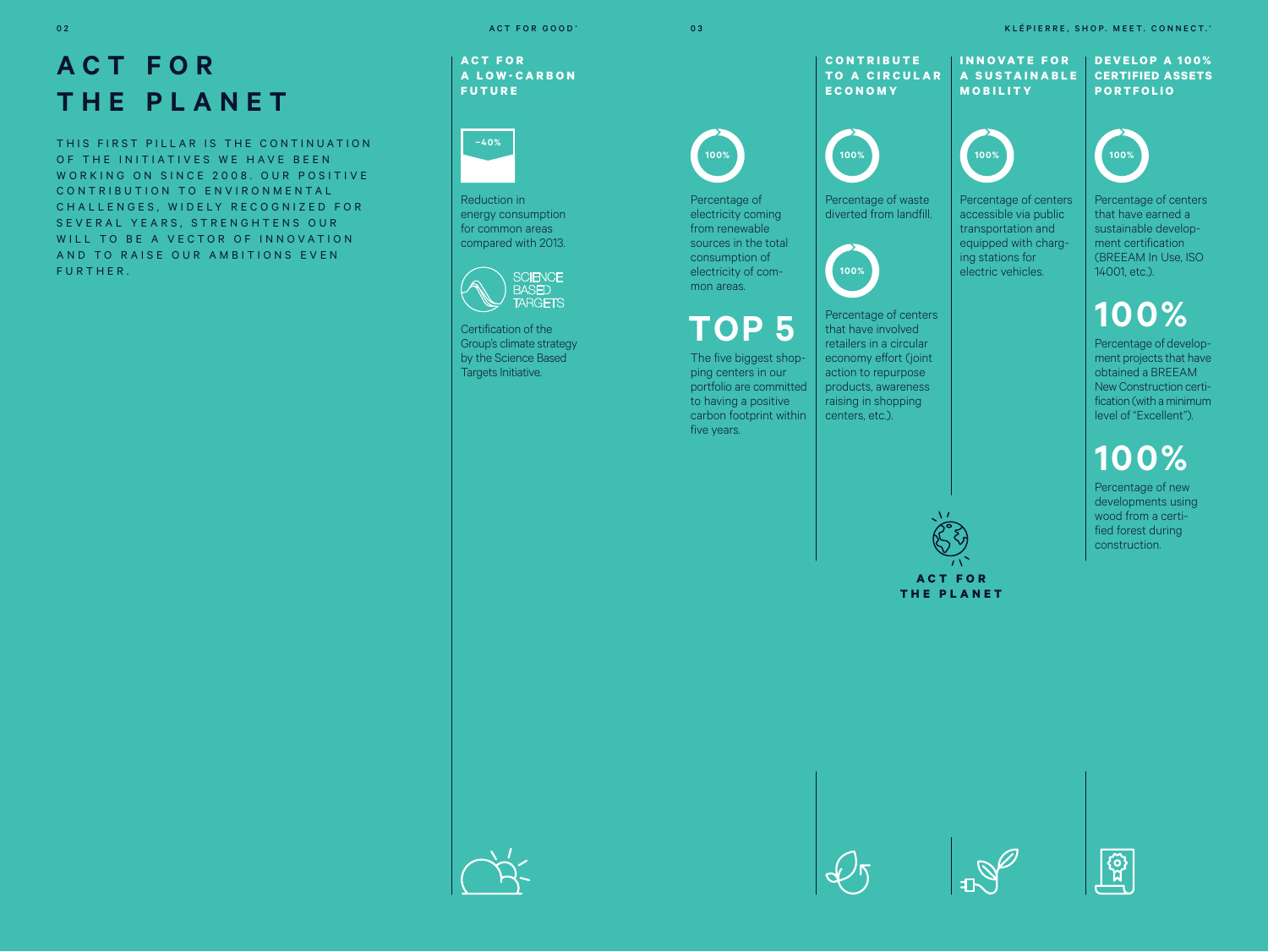# ACT FOR THE PLANET

THIS FIRST PILLAR IS THE CONTINUATION OF THE INITIATIVES WE HAVE BEEN WORKING ON SINCE 2008. OUR POSITIVE CONTRIBUTION TO ENVIRONMENTAL CHALLENGES, WIDELY RECOGNIZED FOR SEVERAL YEARS, STRENGHTENS OUR WILL TO BE A VECTOR OF INNOVATION AND TO RAISE OUR AMBITIONS EVEN FURTHER.

## ACT FOR A LOW-CARBON FUTURE

**−40%**

Reduction in energy consumption for common areas compared with 2013.

SCIENCE BASED TARGETS

Certification of the Group's climate strategy by the Science Based Targets Initiative.

**100%**

Percentage of electricity coming from renewable sources in the total consumption of electricity of common areas.

**TOP 5**

The five biggest shopping centers in our portfolio are committed to having a positive carbon footprint within five years.

## CONTRIBUTE TO A CIRCULAR ECONOMY

**100%**

Percentage of waste diverted from landfill.

**100%**

Percentage of centers that have involved retailers in a circular economy effort (joint action to repurpose products, awareness raising in shopping centers, etc.).

## INNOVATE FOR A SUSTAINABLE MOBILITY

**100%**

Percentage of centers accessible via public transportation and equipped with charging stations for electric vehicles.

## DEVELOP A 100% CERTIFIED ASSETS PORTFOLIO

**100%**

Percentage of centers that have earned a sustainable development certification (BREEAM In Use, ISO 14001, etc.).

**100%**

Percentage of development projects that have obtained a BREEAM New Construction certification (with a minimum level of "Excellent").

**100%**

Percentage of new developments using wood from a certified forest during construction.

ACT FOR THE PLANET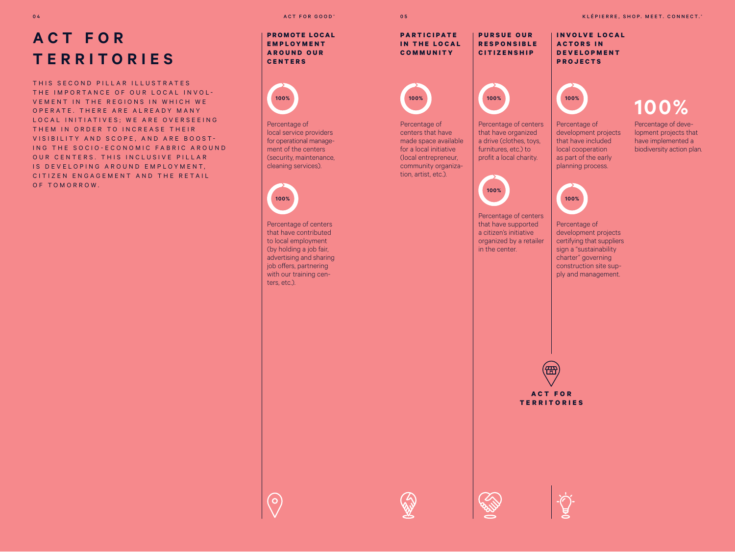# ACT FOR TERRITORIES

THIS SECOND PILLAR ILLUSTRATES THE IMPORTANCE OF OUR LOCAL INVOLVEMENT IN THE REGIONS IN WHICH WE OPERATE. THERE ARE ALREADY MANY LOCAL INITIATIVES; WE ARE OVERSEEING THEM IN ORDER TO INCREASE THEIR VISIBILITY AND SCOPE, AND ARE BOOSTING THE SOCIO-ECONOMIC FABRIC AROUND OUR CENTERS. THIS INCLUSIVE PILLAR IS DEVELOPING AROUND EMPLOYMENT, CITIZEN ENGAGEMENT AND THE RETAIL OF TOMORROW.

## PROMOTE LOCAL EMPLOYMENT AROUND OUR CENTERS

**100%**

Percentage of local service providers for operational management of the centers (security, maintenance, cleaning services).

**100%**

Percentage of centers that have contributed to local employment (by holding a job fair, advertising and sharing job offers, partnering with our training centers, etc.).

## PARTICIPATE IN THE LOCAL COMMUNITY

**100%**

Percentage of centers that have made space available for a local initiative (local entrepreneur, community organization, artist, etc.).

## PURSUE OUR RESPONSIBLE CITIZENSHIP

**100%**

Percentage of centers that have organized a drive (clothes, toys, furnitures, etc.) to profit a local charity.

**100%**

Percentage of centers that have supported a citizen's initiative organized by a retailer in the center.

## INVOLVE LOCAL ACTORS IN DEVELOPMENT PROJECTS

**100%**

Percentage of development projects that have included local cooperation as part of the early planning process.

**100%**

Percentage of development projects that have implemented a biodiversity action plan.

**100%**

Percentage of development projects certifying that suppliers sign a "sustainability charter" governing construction site supply and management.

ACT FOR TERRITORIES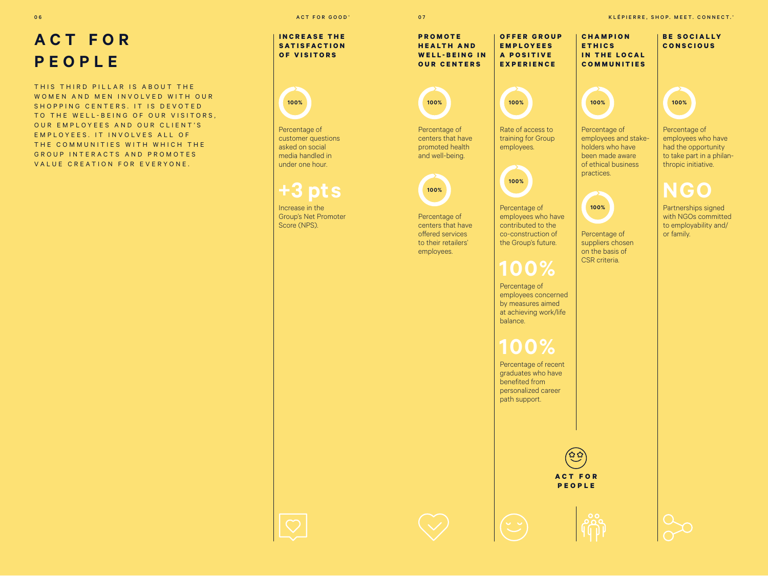# ACT FOR PEOPLE

THIS THIRD PILLAR IS ABOUT THE WOMEN AND MEN INVOLVED WITH OUR SHOPPING CENTERS. IT IS DEVOTED TO THE WELL-BEING OF OUR VISITORS, OUR EMPLOYEES AND OUR CLIENT'S EMPLOYEES. IT INVOLVES ALL OF THE COMMUNITIES WITH WHICH THE GROUP INTERACTS AND PROMOTES VALUE CREATION FOR EVERYONE.

## INCREASE THE SATISFACTION OF VISITORS

**100%**

Percentage of customer questions asked on social media handled in under one hour.

**+3 pts**

Increase in the Group's Net Promoter Score (NPS).

## PROMOTE HEALTH AND WELL-BEING IN OUR CENTERS

**100%**

Percentage of centers that have promoted health and well-being.

**100%**

Percentage of centers that have offered services to their retailers' employees.

## OFFER GROUP EMPLOYEES A POSITIVE EXPERIENCE

**100%**

Rate of access to training for Group employees.

**100%**

Percentage of employees who have contributed to the co-construction of the Group's future.

**100%**

Percentage of employees concerned by measures aimed at achieving work/life balance.

**100%**

Percentage of recent graduates who have benefited from personalized career path support.

## CHAMPION ETHICS IN THE LOCAL COMMUNITIES

**100%**

Percentage of employees and stake-holders who have been made aware of ethical business practices.

**100%**

Percentage of suppliers chosen on the basis of CSR criteria.

## BE SOCIALLY CONSCIOUS

**100%**

Percentage of employees who have had the opportunity to take part in a philan-thropic initiative.

**NGO**

Partnerships signed with NGOs committed to employability and/ or family.

ACT FOR PEOPLE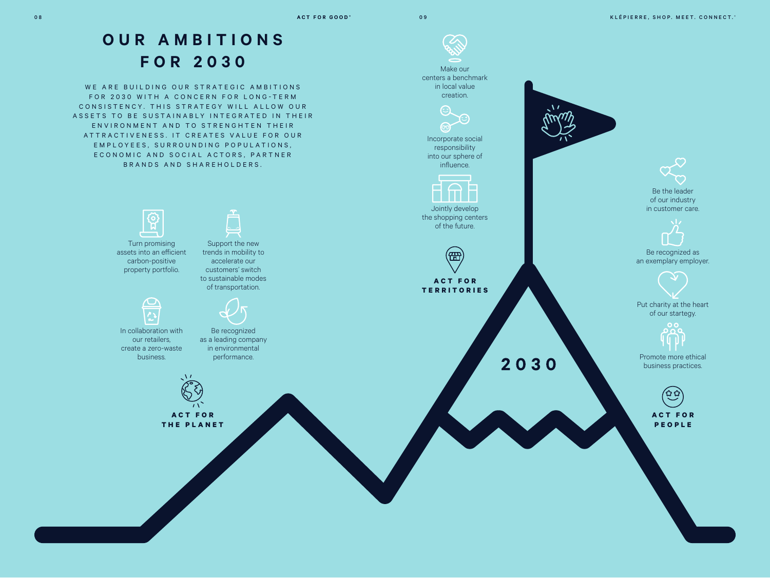# OUR AMBITIONS FOR 2030

WE ARE BUILDING OUR STRATEGIC AMBITIONS FOR 2030 WITH A CONCERN FOR LONG-TERM CONSISTENCY. THIS STRATEGY WILL ALLOW OUR ASSETS TO BE SUSTAINABLY INTEGRATED IN THEIR ENVIRONMENT AND TO STRENGHTEN THEIR ATTRACTIVENESS. IT CREATES VALUE FOR OUR EMPLOYEES, SURROUNDING POPULATIONS, ECONOMIC AND SOCIAL ACTORS, PARTNER BRANDS AND SHAREHOLDERS.

## ACT FOR THE PLANET

- Turn promising assets into an efficient carbon-positive property portfolio.
- Support the new trends in mobility to accelerate our customers' switch to sustainable modes of transportation.
- In collaboration with our retailers, create a zero-waste business.
- Be recognized as a leading company in environmental performance.

## ACT FOR TERRITORIES

- Make our centers a benchmark in local value creation.
- Incorporate social responsibility into our sphere of influence.
- Jointly develop the shopping centers of the future.

## ACT FOR PEOPLE

- Be the leader of our industry in customer care.
- Be recognized as an exemplary employer.
- Put charity at the heart of our startegy.
- Promote more ethical business practices.

2030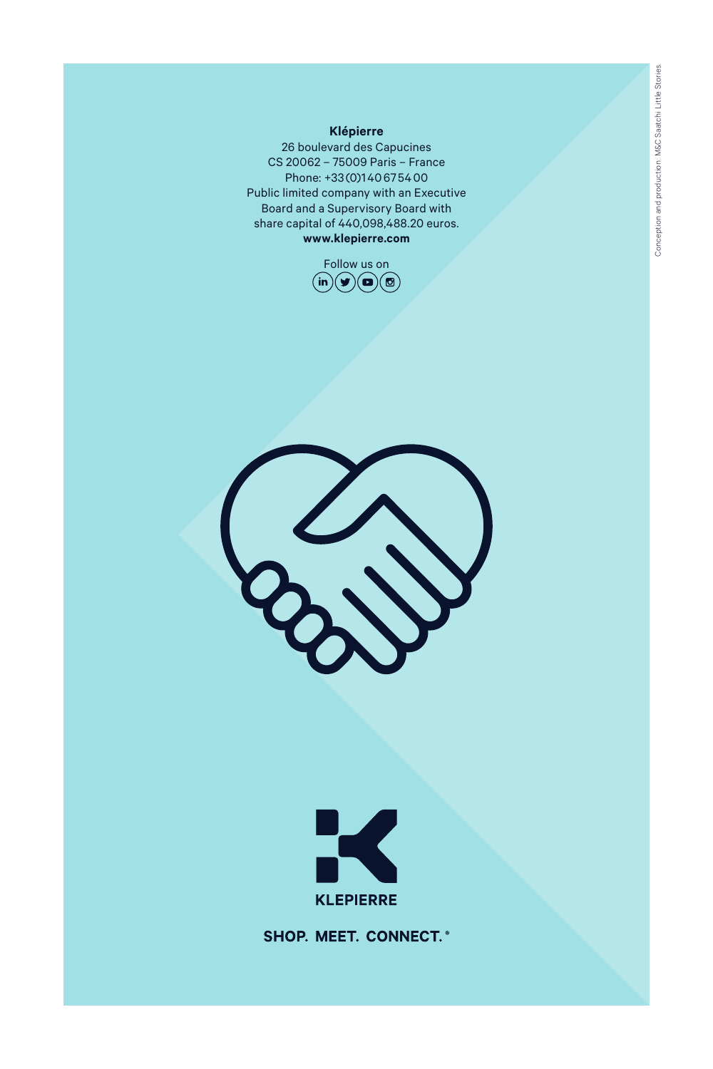**Klépierre**

26 boulevard des Capucines
CS 20062 – 75009 Paris – France
Phone: +33 (0)1 40 67 54 00
Public limited company with an Executive Board and a Supervisory Board with share capital of 440,098,488.20 euros.
**www.klepierre.com**

Follow us on

**KLEPIERRE**

**SHOP. MEET. CONNECT.®**

Conception and production: M&C Saatchi Little Stories